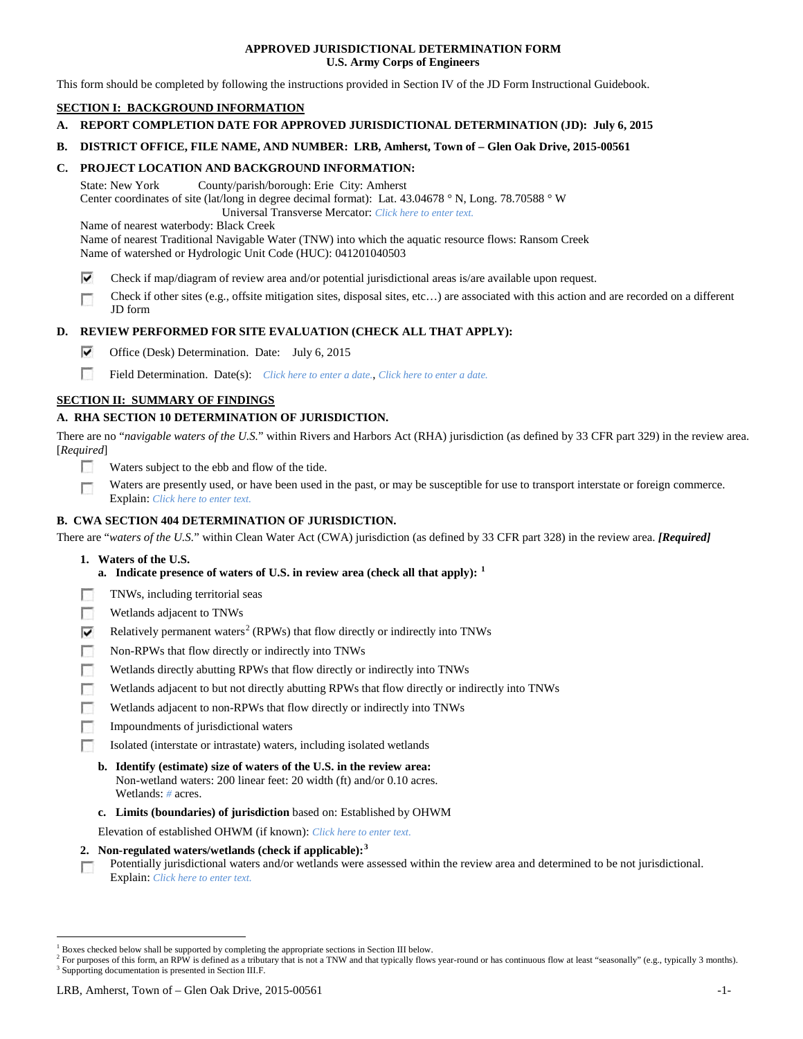# APPROVED JURISDICTIONAL DETERMINATION FORM
## U.S. Army Corps of Engineers

This form should be completed by following the instructions provided in Section IV of the JD Form Instructional Guidebook.

## SECTION I: BACKGROUND INFORMATION

**A. REPORT COMPLETION DATE FOR APPROVED JURISDICTIONAL DETERMINATION (JD): July 6, 2015**

**B. DISTRICT OFFICE, FILE NAME, AND NUMBER: LRB, Amherst, Town of – Glen Oak Drive, 2015-00561**

**C. PROJECT LOCATION AND BACKGROUND INFORMATION:**

State: New York County/parish/borough: Erie City: Amherst
Center coordinates of site (lat/long in degree decimal format): Lat. 43.04678 ° N, Long. 78.70588 ° W
Universal Transverse Mercator: *Click here to enter text.*
Name of nearest waterbody: Black Creek
Name of nearest Traditional Navigable Water (TNW) into which the aquatic resource flows: Ransom Creek
Name of watershed or Hydrologic Unit Code (HUC): 041201040503

- [x] Check if map/diagram of review area and/or potential jurisdictional areas is/are available upon request.
- [ ] Check if other sites (e.g., offsite mitigation sites, disposal sites, etc…) are associated with this action and are recorded on a different JD form

**D. REVIEW PERFORMED FOR SITE EVALUATION (CHECK ALL THAT APPLY):**

- [x] Office (Desk) Determination. Date: July 6, 2015
- [ ] Field Determination. Date(s): *Click here to enter a date.*, *Click here to enter a date.*

## SECTION II: SUMMARY OF FINDINGS

**A. RHA SECTION 10 DETERMINATION OF JURISDICTION.**

There are no "*navigable waters of the U.S.*" within Rivers and Harbors Act (RHA) jurisdiction (as defined by 33 CFR part 329) in the review area. [*Required*]

- [ ] Waters subject to the ebb and flow of the tide.
- [ ] Waters are presently used, or have been used in the past, or may be susceptible for use to transport interstate or foreign commerce. Explain: *Click here to enter text.*

**B. CWA SECTION 404 DETERMINATION OF JURISDICTION.**

There are "*waters of the U.S.*" within Clean Water Act (CWA) jurisdiction (as defined by 33 CFR part 328) in the review area. ***[Required]***

**1. Waters of the U.S.**

**a. Indicate presence of waters of U.S. in review area (check all that apply):** [1]

- [ ] TNWs, including territorial seas
- [ ] Wetlands adjacent to TNWs
- [x] Relatively permanent waters[2] (RPWs) that flow directly or indirectly into TNWs
- [ ] Non-RPWs that flow directly or indirectly into TNWs
- [ ] Wetlands directly abutting RPWs that flow directly or indirectly into TNWs
- [ ] Wetlands adjacent to but not directly abutting RPWs that flow directly or indirectly into TNWs
- [ ] Wetlands adjacent to non-RPWs that flow directly or indirectly into TNWs
- [ ] Impoundments of jurisdictional waters
- [ ] Isolated (interstate or intrastate) waters, including isolated wetlands

**b. Identify (estimate) size of waters of the U.S. in the review area:**
Non-wetland waters: 200 linear feet: 20 width (ft) and/or 0.10 acres.
Wetlands: *#* acres.

**c. Limits (boundaries) of jurisdiction** based on: Established by OHWM

Elevation of established OHWM (if known): *Click here to enter text.*

**2. Non-regulated waters/wetlands (check if applicable):**[3]

- [ ] Potentially jurisdictional waters and/or wetlands were assessed within the review area and determined to be not jurisdictional. Explain: *Click here to enter text.*

---

[1] Boxes checked below shall be supported by completing the appropriate sections in Section III below.
[2] For purposes of this form, an RPW is defined as a tributary that is not a TNW and that typically flows year-round or has continuous flow at least "seasonally" (e.g., typically 3 months).
[3] Supporting documentation is presented in Section III.F.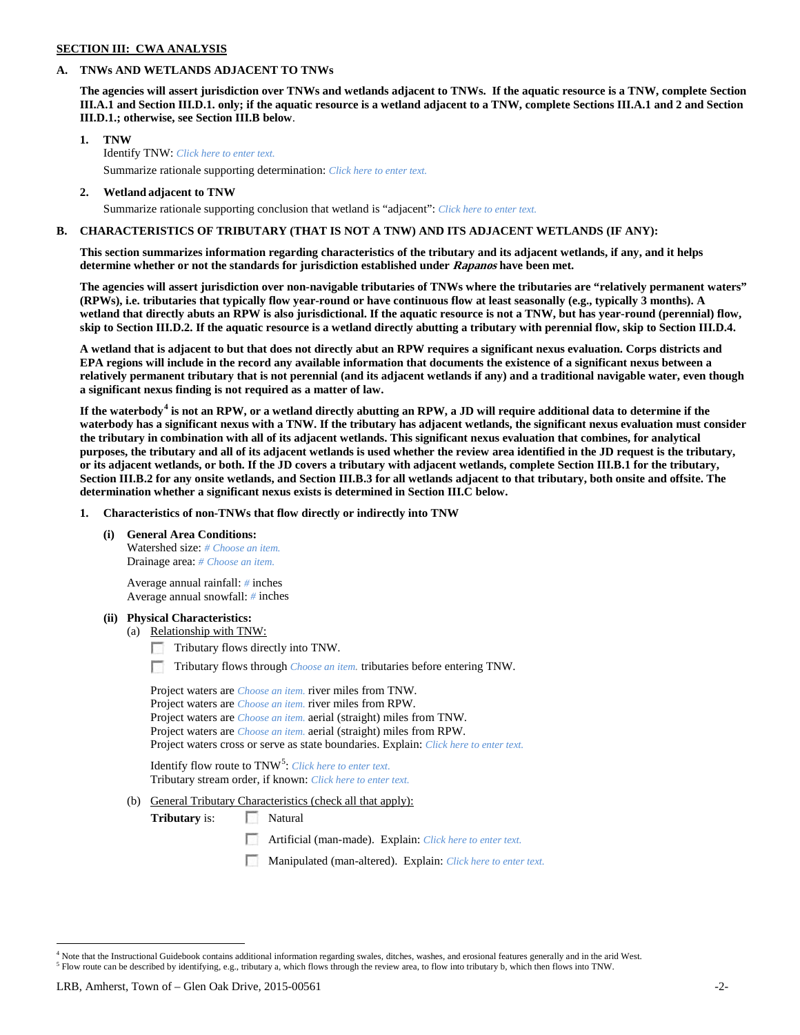**SECTION III: CWA ANALYSIS**

**A. TNWs AND WETLANDS ADJACENT TO TNWs**

**The agencies will assert jurisdiction over TNWs and wetlands adjacent to TNWs. If the aquatic resource is a TNW, complete Section III.A.1 and Section III.D.1. only; if the aquatic resource is a wetland adjacent to a TNW, complete Sections III.A.1 and 2 and Section III.D.1.; otherwise, see Section III.B below.**

**1. TNW**

Identify TNW: *Click here to enter text.*

Summarize rationale supporting determination: *Click here to enter text.*

**2. Wetland adjacent to TNW**

Summarize rationale supporting conclusion that wetland is "adjacent": *Click here to enter text.*

**B. CHARACTERISTICS OF TRIBUTARY (THAT IS NOT A TNW) AND ITS ADJACENT WETLANDS (IF ANY):**

**This section summarizes information regarding characteristics of the tributary and its adjacent wetlands, if any, and it helps determine whether or not the standards for jurisdiction established under *Rapanos* have been met.**

**The agencies will assert jurisdiction over non-navigable tributaries of TNWs where the tributaries are "relatively permanent waters" (RPWs), i.e. tributaries that typically flow year-round or have continuous flow at least seasonally (e.g., typically 3 months). A wetland that directly abuts an RPW is also jurisdictional. If the aquatic resource is not a TNW, but has year-round (perennial) flow, skip to Section III.D.2. If the aquatic resource is a wetland directly abutting a tributary with perennial flow, skip to Section III.D.4.**

**A wetland that is adjacent to but that does not directly abut an RPW requires a significant nexus evaluation. Corps districts and EPA regions will include in the record any available information that documents the existence of a significant nexus between a relatively permanent tributary that is not perennial (and its adjacent wetlands if any) and a traditional navigable water, even though a significant nexus finding is not required as a matter of law.**

**If the waterbody[4] is not an RPW, or a wetland directly abutting an RPW, a JD will require additional data to determine if the waterbody has a significant nexus with a TNW. If the tributary has adjacent wetlands, the significant nexus evaluation must consider the tributary in combination with all of its adjacent wetlands. This significant nexus evaluation that combines, for analytical purposes, the tributary and all of its adjacent wetlands is used whether the review area identified in the JD request is the tributary, or its adjacent wetlands, or both. If the JD covers a tributary with adjacent wetlands, complete Section III.B.1 for the tributary, Section III.B.2 for any onsite wetlands, and Section III.B.3 for all wetlands adjacent to that tributary, both onsite and offsite. The determination whether a significant nexus exists is determined in Section III.C below.**

**1. Characteristics of non-TNWs that flow directly or indirectly into TNW**

**(i) General Area Conditions:**

Watershed size: *# Choose an item.*
Drainage area: *# Choose an item.*

Average annual rainfall: *#* inches
Average annual snowfall: *#* inches

**(ii) Physical Characteristics:**

(a) Relationship with TNW:

☐ Tributary flows directly into TNW.

☐ Tributary flows through *Choose an item.* tributaries before entering TNW.

Project waters are *Choose an item.* river miles from TNW.
Project waters are *Choose an item.* river miles from RPW.
Project waters are *Choose an item.* aerial (straight) miles from TNW.
Project waters are *Choose an item.* aerial (straight) miles from RPW.
Project waters cross or serve as state boundaries. Explain: *Click here to enter text.*

Identify flow route to TNW[5]: *Click here to enter text.*
Tributary stream order, if known: *Click here to enter text.*

(b) General Tributary Characteristics (check all that apply):

**Tributary** is:
☐ Natural
☐ Artificial (man-made). Explain: *Click here to enter text.*
☐ Manipulated (man-altered). Explain: *Click here to enter text.*

---

[4] Note that the Instructional Guidebook contains additional information regarding swales, ditches, washes, and erosional features generally and in the arid West.

[5] Flow route can be described by identifying, e.g., tributary a, which flows through the review area, to flow into tributary b, which then flows into TNW.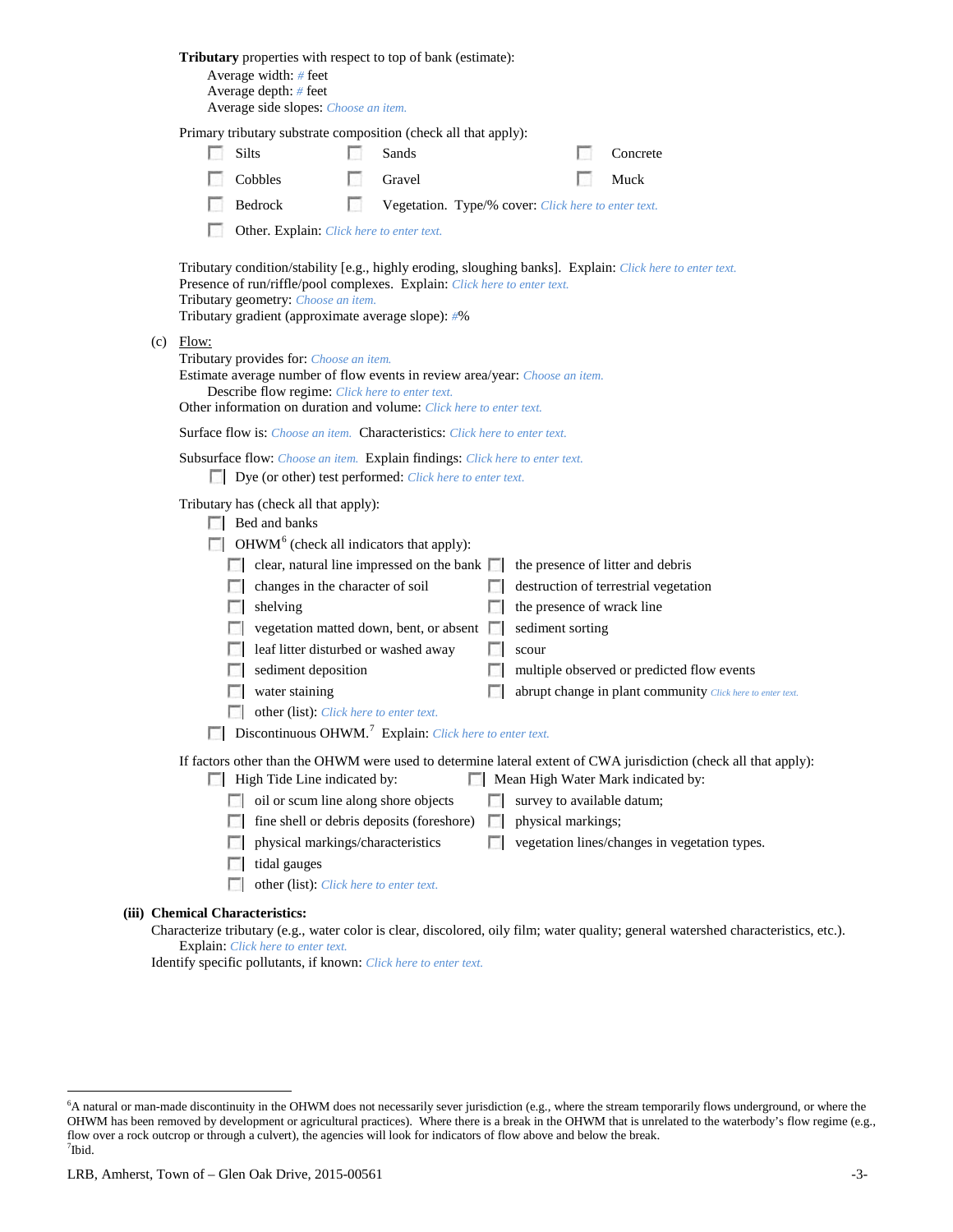**Tributary** properties with respect to top of bank (estimate):

Average width: # feet
Average depth: # feet
Average side slopes: Choose an item.

Primary tributary substrate composition (check all that apply):

- ☐ Silts
- ☐ Sands
- ☐ Concrete
- ☐ Cobbles
- ☐ Gravel
- ☐ Muck
- ☐ Bedrock
- ☐ Vegetation. Type/% cover: Click here to enter text.
- ☐ Other. Explain: Click here to enter text.

Tributary condition/stability [e.g., highly eroding, sloughing banks]. Explain: Click here to enter text.
Presence of run/riffle/pool complexes. Explain: Click here to enter text.
Tributary geometry: Choose an item.
Tributary gradient (approximate average slope): #%

(c) Flow:

Tributary provides for: Choose an item.
Estimate average number of flow events in review area/year: Choose an item.
Describe flow regime: Click here to enter text.
Other information on duration and volume: Click here to enter text.

Surface flow is: Choose an item. Characteristics: Click here to enter text.

Subsurface flow: Choose an item. Explain findings: Click here to enter text.

- ☐ Dye (or other) test performed: Click here to enter text.

Tributary has (check all that apply):

- ☐ Bed and banks
- ☐ OHWM[6] (check all indicators that apply):
  - ☐ clear, natural line impressed on the bank
  - ☐ the presence of litter and debris
  - ☐ changes in the character of soil
  - ☐ destruction of terrestrial vegetation
  - ☐ shelving
  - ☐ the presence of wrack line
  - ☐ vegetation matted down, bent, or absent
  - ☐ sediment sorting
  - ☐ leaf litter disturbed or washed away
  - ☐ scour
  - ☐ sediment deposition
  - ☐ multiple observed or predicted flow events
  - ☐ water staining
  - ☐ abrupt change in plant community Click here to enter text.
  - ☐ other (list): Click here to enter text.
- ☐ Discontinuous OHWM.[7] Explain: Click here to enter text.

If factors other than the OHWM were used to determine lateral extent of CWA jurisdiction (check all that apply):

- ☐ High Tide Line indicated by:
  - ☐ oil or scum line along shore objects
  - ☐ fine shell or debris deposits (foreshore)
  - ☐ physical markings/characteristics
  - ☐ tidal gauges
  - ☐ other (list): Click here to enter text.
- ☐ Mean High Water Mark indicated by:
  - ☐ survey to available datum;
  - ☐ physical markings;
  - ☐ vegetation lines/changes in vegetation types.

**(iii) Chemical Characteristics:**

Characterize tributary (e.g., water color is clear, discolored, oily film; water quality; general watershed characteristics, etc.).
Explain: Click here to enter text.
Identify specific pollutants, if known: Click here to enter text.

---

[6] A natural or man-made discontinuity in the OHWM does not necessarily sever jurisdiction (e.g., where the stream temporarily flows underground, or where the OHWM has been removed by development or agricultural practices). Where there is a break in the OHWM that is unrelated to the waterbody's flow regime (e.g., flow over a rock outcrop or through a culvert), the agencies will look for indicators of flow above and below the break.
[7] Ibid.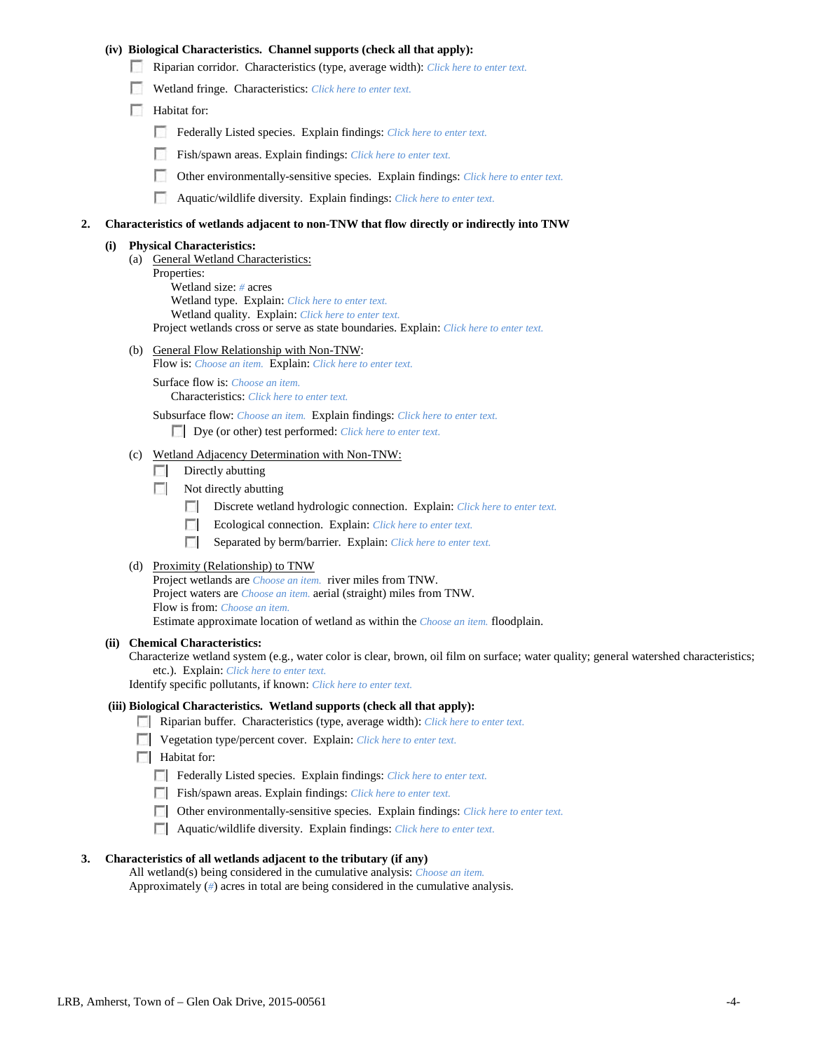**(iv) Biological Characteristics. Channel supports (check all that apply):**

- ☐ Riparian corridor. Characteristics (type, average width): *Click here to enter text.*
- ☐ Wetland fringe. Characteristics: *Click here to enter text.*
- ☐ Habitat for:
  - ☐ Federally Listed species. Explain findings: *Click here to enter text.*
  - ☐ Fish/spawn areas. Explain findings: *Click here to enter text.*
  - ☐ Other environmentally-sensitive species. Explain findings: *Click here to enter text.*
  - ☐ Aquatic/wildlife diversity. Explain findings: *Click here to enter text.*

**2. Characteristics of wetlands adjacent to non-TNW that flow directly or indirectly into TNW**

**(i) Physical Characteristics:**

(a) General Wetland Characteristics:

Properties:

Wetland size: *#* acres

Wetland type. Explain: *Click here to enter text.*

Wetland quality. Explain: *Click here to enter text.*

Project wetlands cross or serve as state boundaries. Explain: *Click here to enter text.*

(b) General Flow Relationship with Non-TNW:

Flow is: *Choose an item.* Explain: *Click here to enter text.*

Surface flow is: *Choose an item.*

Characteristics: *Click here to enter text.*

Subsurface flow: *Choose an item.* Explain findings: *Click here to enter text.*

☐ Dye (or other) test performed: *Click here to enter text.*

(c) Wetland Adjacency Determination with Non-TNW:

- ☐ Directly abutting
- ☐ Not directly abutting
  - ☐ Discrete wetland hydrologic connection. Explain: *Click here to enter text.*
  - ☐ Ecological connection. Explain: *Click here to enter text.*
  - ☐ Separated by berm/barrier. Explain: *Click here to enter text.*

(d) Proximity (Relationship) to TNW

Project wetlands are *Choose an item.* river miles from TNW.

Project waters are *Choose an item.* aerial (straight) miles from TNW.

Flow is from: *Choose an item.*

Estimate approximate location of wetland as within the *Choose an item.* floodplain.

**(ii) Chemical Characteristics:**

Characterize wetland system (e.g., water color is clear, brown, oil film on surface; water quality; general watershed characteristics; etc.). Explain: *Click here to enter text.*

Identify specific pollutants, if known: *Click here to enter text.*

**(iii) Biological Characteristics. Wetland supports (check all that apply):**

- ☐ Riparian buffer. Characteristics (type, average width): *Click here to enter text.*
- ☐ Vegetation type/percent cover. Explain: *Click here to enter text.*
- ☐ Habitat for:
  - ☐ Federally Listed species. Explain findings: *Click here to enter text.*
  - ☐ Fish/spawn areas. Explain findings: *Click here to enter text.*
  - ☐ Other environmentally-sensitive species. Explain findings: *Click here to enter text.*
  - ☐ Aquatic/wildlife diversity. Explain findings: *Click here to enter text.*

**3. Characteristics of all wetlands adjacent to the tributary (if any)**

All wetland(s) being considered in the cumulative analysis: *Choose an item.*

Approximately (*#*) acres in total are being considered in the cumulative analysis.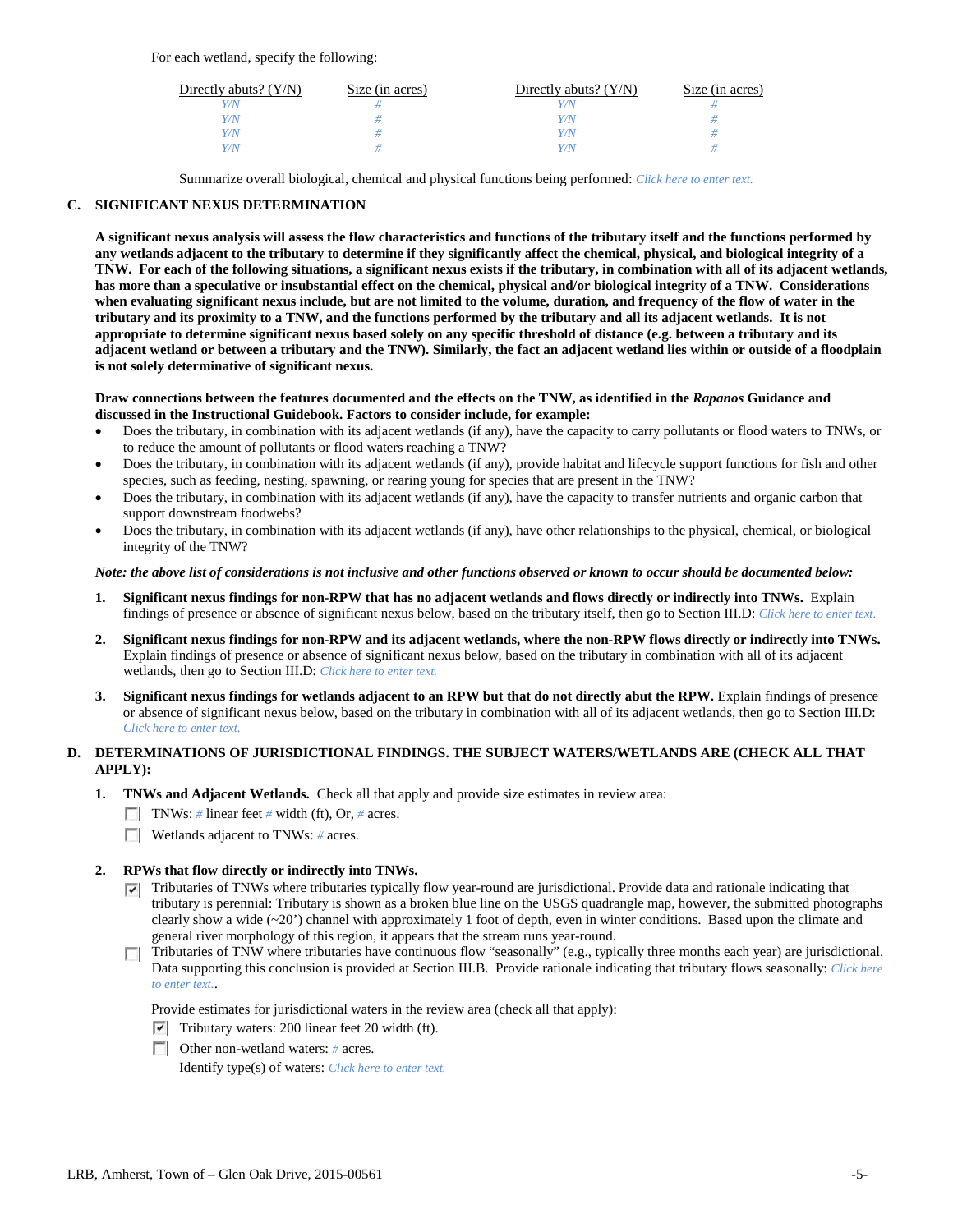For each wetland, specify the following:

| Directly abuts? (Y/N) | Size (in acres) | Directly abuts? (Y/N) | Size (in acres) |
|---|---|---|---|
| Y/N | # | Y/N | # |
| Y/N | # | Y/N | # |
| Y/N | # | Y/N | # |
| Y/N | # | Y/N | # |

Summarize overall biological, chemical and physical functions being performed: *Click here to enter text.*

## C. SIGNIFICANT NEXUS DETERMINATION

**A significant nexus analysis will assess the flow characteristics and functions of the tributary itself and the functions performed by any wetlands adjacent to the tributary to determine if they significantly affect the chemical, physical, and biological integrity of a TNW. For each of the following situations, a significant nexus exists if the tributary, in combination with all of its adjacent wetlands, has more than a speculative or insubstantial effect on the chemical, physical and/or biological integrity of a TNW. Considerations when evaluating significant nexus include, but are not limited to the volume, duration, and frequency of the flow of water in the tributary and its proximity to a TNW, and the functions performed by the tributary and all its adjacent wetlands. It is not appropriate to determine significant nexus based solely on any specific threshold of distance (e.g. between a tributary and its adjacent wetland or between a tributary and the TNW). Similarly, the fact an adjacent wetland lies within or outside of a floodplain is not solely determinative of significant nexus.**

**Draw connections between the features documented and the effects on the TNW, as identified in the *Rapanos* Guidance and discussed in the Instructional Guidebook. Factors to consider include, for example:**

- Does the tributary, in combination with its adjacent wetlands (if any), have the capacity to carry pollutants or flood waters to TNWs, or to reduce the amount of pollutants or flood waters reaching a TNW?
- Does the tributary, in combination with its adjacent wetlands (if any), provide habitat and lifecycle support functions for fish and other species, such as feeding, nesting, spawning, or rearing young for species that are present in the TNW?
- Does the tributary, in combination with its adjacent wetlands (if any), have the capacity to transfer nutrients and organic carbon that support downstream foodwebs?
- Does the tributary, in combination with its adjacent wetlands (if any), have other relationships to the physical, chemical, or biological integrity of the TNW?

***Note: the above list of considerations is not inclusive and other functions observed or known to occur should be documented below:***

1. **Significant nexus findings for non-RPW that has no adjacent wetlands and flows directly or indirectly into TNWs.** Explain findings of presence or absence of significant nexus below, based on the tributary itself, then go to Section III.D: *Click here to enter text.*

2. **Significant nexus findings for non-RPW and its adjacent wetlands, where the non-RPW flows directly or indirectly into TNWs.** Explain findings of presence or absence of significant nexus below, based on the tributary in combination with all of its adjacent wetlands, then go to Section III.D: *Click here to enter text.*

3. **Significant nexus findings for wetlands adjacent to an RPW but that do not directly abut the RPW.** Explain findings of presence or absence of significant nexus below, based on the tributary in combination with all of its adjacent wetlands, then go to Section III.D: *Click here to enter text.*

## D. DETERMINATIONS OF JURISDICTIONAL FINDINGS. THE SUBJECT WATERS/WETLANDS ARE (CHECK ALL THAT APPLY):

1. **TNWs and Adjacent Wetlands.** Check all that apply and provide size estimates in review area:
   - ☐ TNWs: # linear feet # width (ft), Or, # acres.
   - ☐ Wetlands adjacent to TNWs: # acres.

2. **RPWs that flow directly or indirectly into TNWs.**
   - ☑ Tributaries of TNWs where tributaries typically flow year-round are jurisdictional. Provide data and rationale indicating that tributary is perennial: Tributary is shown as a broken blue line on the USGS quadrangle map, however, the submitted photographs clearly show a wide (~20') channel with approximately 1 foot of depth, even in winter conditions. Based upon the climate and general river morphology of this region, it appears that the stream runs year-round.
   - ☐ Tributaries of TNW where tributaries have continuous flow "seasonally" (e.g., typically three months each year) are jurisdictional. Data supporting this conclusion is provided at Section III.B. Provide rationale indicating that tributary flows seasonally: *Click here to enter text.*.

   Provide estimates for jurisdictional waters in the review area (check all that apply):
   - ☑ Tributary waters: 200 linear feet 20 width (ft).
   - ☐ Other non-wetland waters: # acres.

     Identify type(s) of waters: *Click here to enter text.*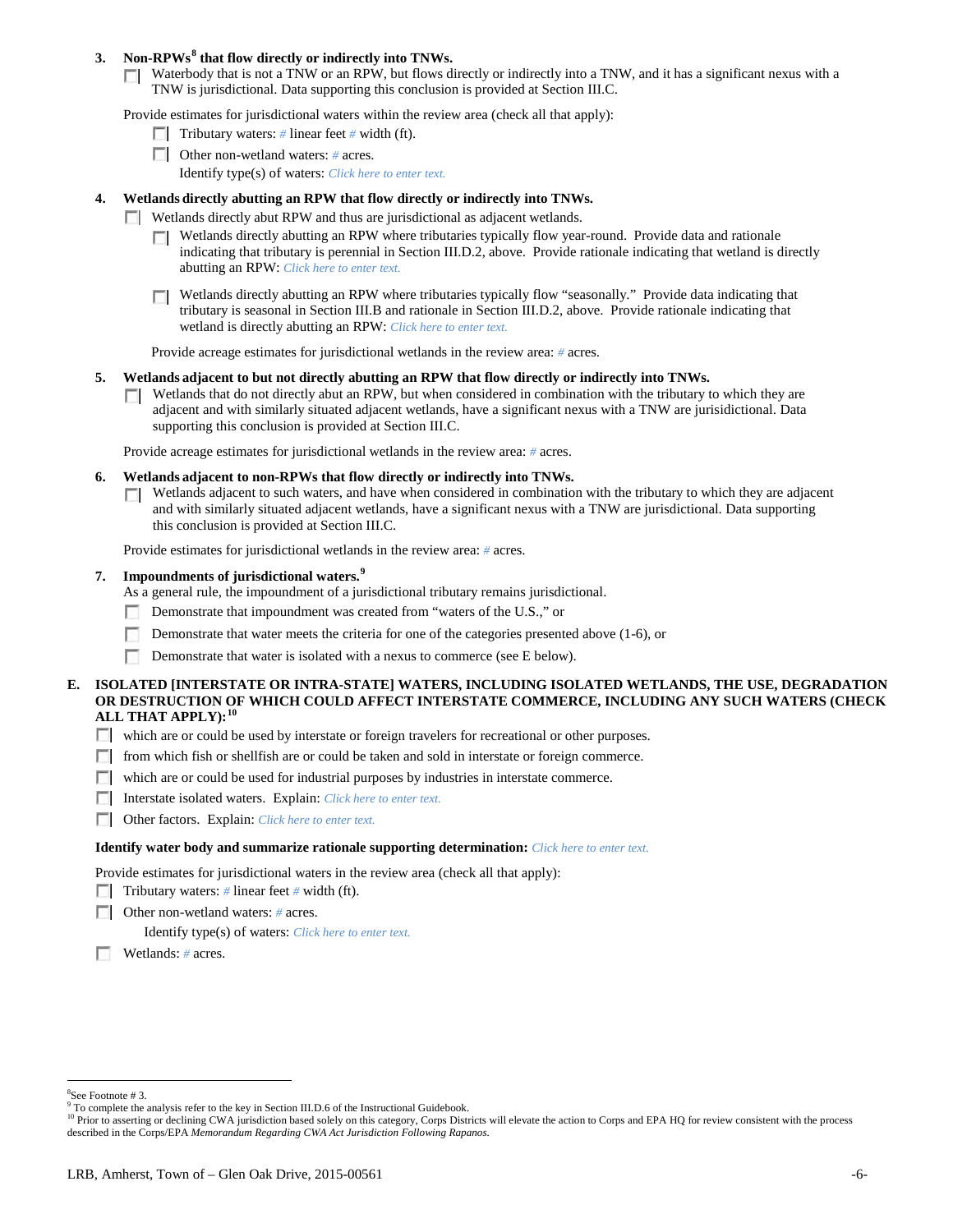**3. Non-RPWs[8] that flow directly or indirectly into TNWs.**

☐ Waterbody that is not a TNW or an RPW, but flows directly or indirectly into a TNW, and it has a significant nexus with a TNW is jurisdictional. Data supporting this conclusion is provided at Section III.C.

Provide estimates for jurisdictional waters within the review area (check all that apply):

☐ Tributary waters: # linear feet # width (ft).

☐ Other non-wetland waters: # acres.

Identify type(s) of waters: *Click here to enter text.*

**4. Wetlands directly abutting an RPW that flow directly or indirectly into TNWs.**

☐ Wetlands directly abut RPW and thus are jurisdictional as adjacent wetlands.

☐ Wetlands directly abutting an RPW where tributaries typically flow year-round. Provide data and rationale indicating that tributary is perennial in Section III.D.2, above. Provide rationale indicating that wetland is directly abutting an RPW: *Click here to enter text.*

☐ Wetlands directly abutting an RPW where tributaries typically flow "seasonally." Provide data indicating that tributary is seasonal in Section III.B and rationale in Section III.D.2, above. Provide rationale indicating that wetland is directly abutting an RPW: *Click here to enter text.*

Provide acreage estimates for jurisdictional wetlands in the review area: # acres.

**5. Wetlands adjacent to but not directly abutting an RPW that flow directly or indirectly into TNWs.**

☐ Wetlands that do not directly abut an RPW, but when considered in combination with the tributary to which they are adjacent and with similarly situated adjacent wetlands, have a significant nexus with a TNW are jurisidictional. Data supporting this conclusion is provided at Section III.C.

Provide acreage estimates for jurisdictional wetlands in the review area: # acres.

**6. Wetlands adjacent to non-RPWs that flow directly or indirectly into TNWs.**

☐ Wetlands adjacent to such waters, and have when considered in combination with the tributary to which they are adjacent and with similarly situated adjacent wetlands, have a significant nexus with a TNW are jurisdictional. Data supporting this conclusion is provided at Section III.C.

Provide estimates for jurisdictional wetlands in the review area: # acres.

**7. Impoundments of jurisdictional waters.[9]**

As a general rule, the impoundment of a jurisdictional tributary remains jurisdictional.

☐ Demonstrate that impoundment was created from "waters of the U.S.," or

☐ Demonstrate that water meets the criteria for one of the categories presented above (1-6), or

☐ Demonstrate that water is isolated with a nexus to commerce (see E below).

**E. ISOLATED [INTERSTATE OR INTRA-STATE] WATERS, INCLUDING ISOLATED WETLANDS, THE USE, DEGRADATION OR DESTRUCTION OF WHICH COULD AFFECT INTERSTATE COMMERCE, INCLUDING ANY SUCH WATERS (CHECK ALL THAT APPLY):[10]**

☐ which are or could be used by interstate or foreign travelers for recreational or other purposes.

☐ from which fish or shellfish are or could be taken and sold in interstate or foreign commerce.

☐ which are or could be used for industrial purposes by industries in interstate commerce.

☐ Interstate isolated waters. Explain: *Click here to enter text.*

☐ Other factors. Explain: *Click here to enter text.*

**Identify water body and summarize rationale supporting determination:** *Click here to enter text.*

Provide estimates for jurisdictional waters in the review area (check all that apply):

☐ Tributary waters: # linear feet # width (ft).

☐ Other non-wetland waters: # acres.

Identify type(s) of waters: *Click here to enter text.*

☐ Wetlands: # acres.

---

[8]See Footnote # 3.

[9] To complete the analysis refer to the key in Section III.D.6 of the Instructional Guidebook.

[10] Prior to asserting or declining CWA jurisdiction based solely on this category, Corps Districts will elevate the action to Corps and EPA HQ for review consistent with the process described in the Corps/EPA *Memorandum Regarding CWA Act Jurisdiction Following Rapanos.*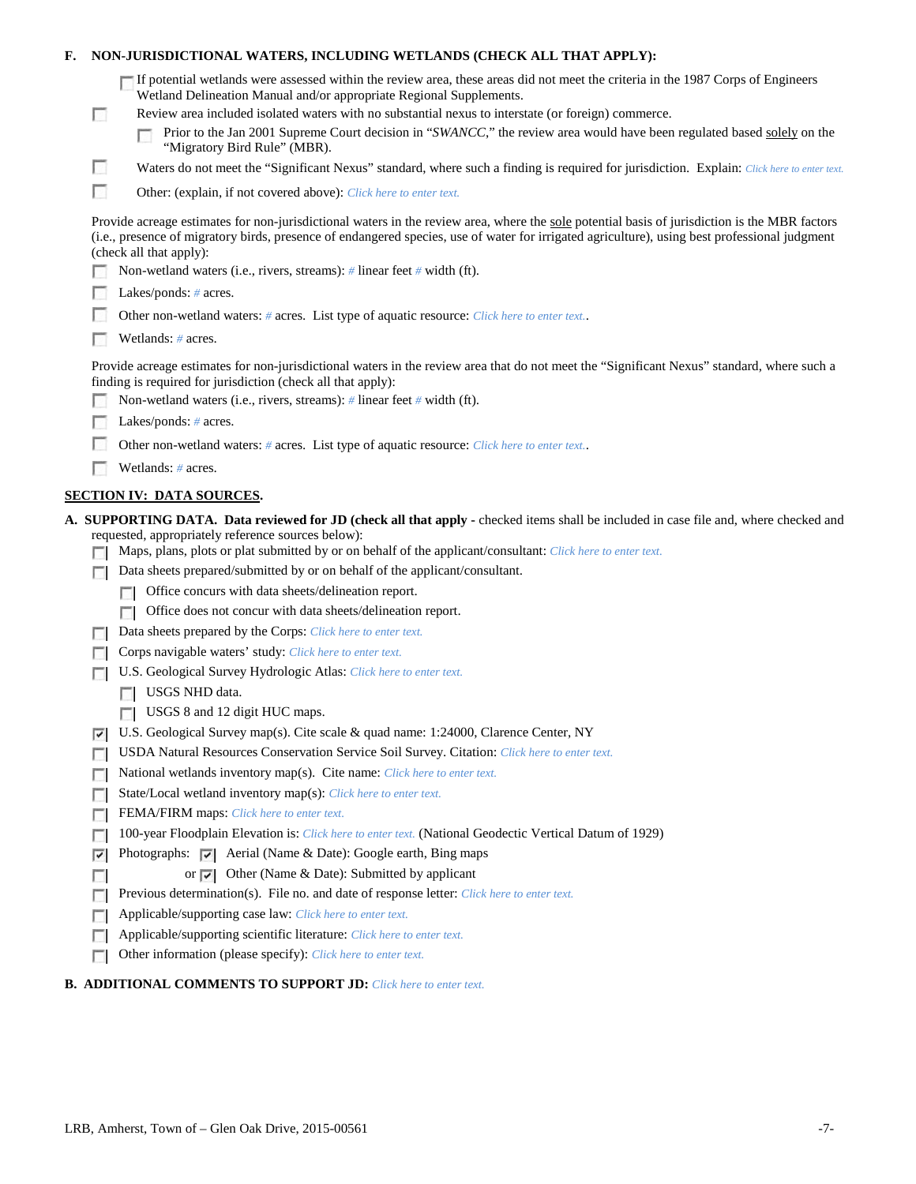**F. NON-JURISDICTIONAL WATERS, INCLUDING WETLANDS (CHECK ALL THAT APPLY):**

- [ ] If potential wetlands were assessed within the review area, these areas did not meet the criteria in the 1987 Corps of Engineers Wetland Delineation Manual and/or appropriate Regional Supplements.
- [ ] Review area included isolated waters with no substantial nexus to interstate (or foreign) commerce.
  - [ ] Prior to the Jan 2001 Supreme Court decision in "*SWANCC*," the review area would have been regulated based solely on the "Migratory Bird Rule" (MBR).
- [ ] Waters do not meet the "Significant Nexus" standard, where such a finding is required for jurisdiction. Explain: *Click here to enter text.*
- [ ] Other: (explain, if not covered above): *Click here to enter text.*

Provide acreage estimates for non-jurisdictional waters in the review area, where the sole potential basis of jurisdiction is the MBR factors (i.e., presence of migratory birds, presence of endangered species, use of water for irrigated agriculture), using best professional judgment (check all that apply):

- [ ] Non-wetland waters (i.e., rivers, streams): # linear feet # width (ft).
- [ ] Lakes/ponds: # acres.
- [ ] Other non-wetland waters: # acres. List type of aquatic resource: *Click here to enter text.*.
- [ ] Wetlands: # acres.

Provide acreage estimates for non-jurisdictional waters in the review area that do not meet the "Significant Nexus" standard, where such a finding is required for jurisdiction (check all that apply):

- [ ] Non-wetland waters (i.e., rivers, streams): # linear feet # width (ft).
- [ ] Lakes/ponds: # acres.
- [ ] Other non-wetland waters: # acres. List type of aquatic resource: *Click here to enter text.*.
- [ ] Wetlands: # acres.

## SECTION IV: DATA SOURCES.

**A. SUPPORTING DATA. Data reviewed for JD (check all that apply** - checked items shall be included in case file and, where checked and requested, appropriately reference sources below):

- [ ] Maps, plans, plots or plat submitted by or on behalf of the applicant/consultant: *Click here to enter text.*
- [ ] Data sheets prepared/submitted by or on behalf of the applicant/consultant.
  - [ ] Office concurs with data sheets/delineation report.
  - [ ] Office does not concur with data sheets/delineation report.
- [ ] Data sheets prepared by the Corps: *Click here to enter text.*
- [ ] Corps navigable waters' study: *Click here to enter text.*
- [ ] U.S. Geological Survey Hydrologic Atlas: *Click here to enter text.*
  - [ ] USGS NHD data.
  - [ ] USGS 8 and 12 digit HUC maps.
- [x] U.S. Geological Survey map(s). Cite scale & quad name: 1:24000, Clarence Center, NY
- [ ] USDA Natural Resources Conservation Service Soil Survey. Citation: *Click here to enter text.*
- [ ] National wetlands inventory map(s). Cite name: *Click here to enter text.*
- [ ] State/Local wetland inventory map(s): *Click here to enter text.*
- [ ] FEMA/FIRM maps: *Click here to enter text.*
- [ ] 100-year Floodplain Elevation is: *Click here to enter text.* (National Geodectic Vertical Datum of 1929)
- [x] Photographs: [x] Aerial (Name & Date): Google earth, Bing maps
- [ ] or [x] Other (Name & Date): Submitted by applicant
- [ ] Previous determination(s). File no. and date of response letter: *Click here to enter text.*
- [ ] Applicable/supporting case law: *Click here to enter text.*
- [ ] Applicable/supporting scientific literature: *Click here to enter text.*
- [ ] Other information (please specify): *Click here to enter text.*

**B. ADDITIONAL COMMENTS TO SUPPORT JD:** *Click here to enter text.*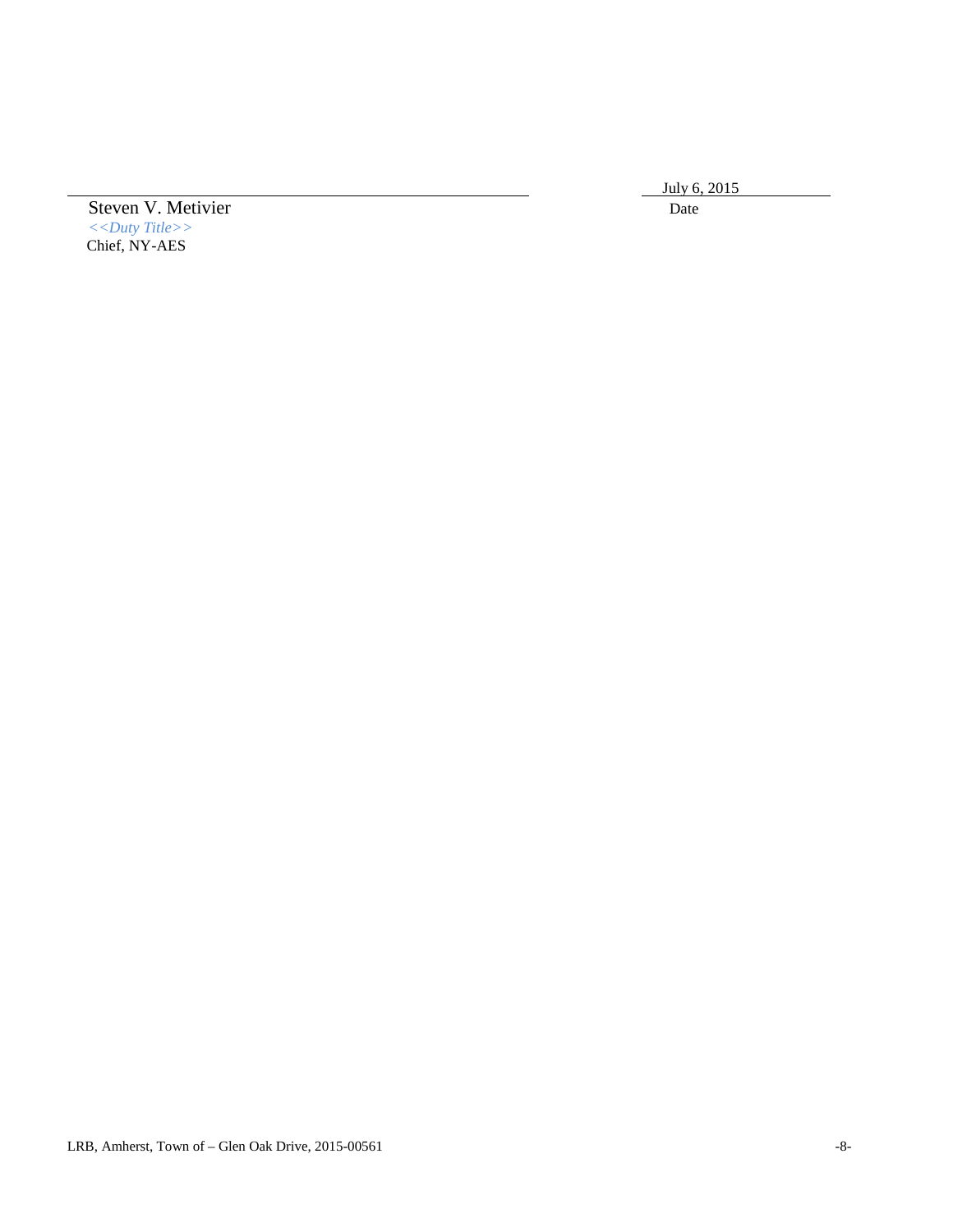Steven V. Metivier
*<<Duty Title>>*
Chief, NY-AES

July 6, 2015
Date